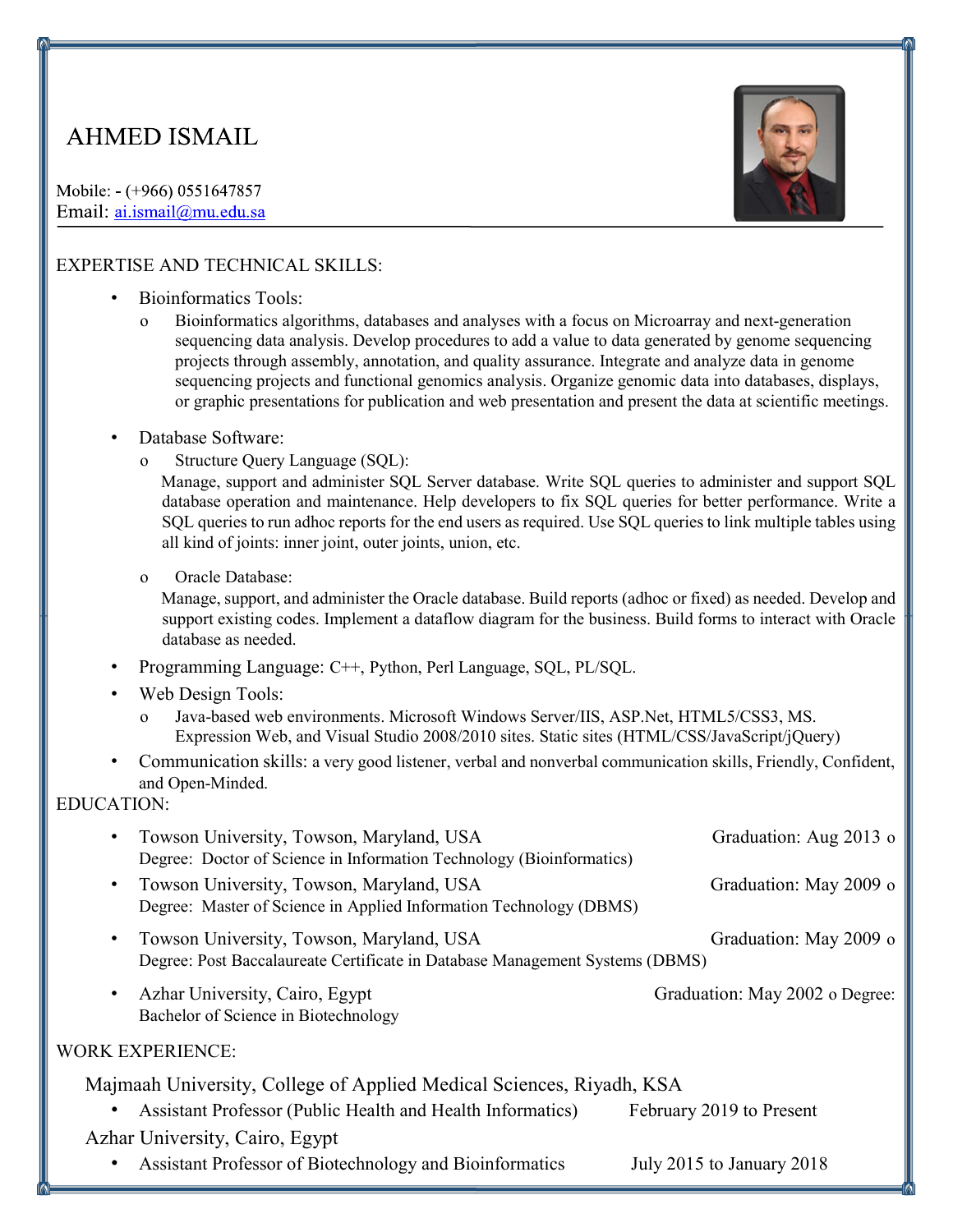# AHMED ISMAIL

Mobile: - (+966) 0551647857
Email: ai.ismail@mu.edu.sa

## EXPERTISE AND TECHNICAL SKILLS:

- Bioinformatics Tools:
  - Bioinformatics algorithms, databases and analyses with a focus on Microarray and next-generation sequencing data analysis. Develop procedures to add a value to data generated by genome sequencing projects through assembly, annotation, and quality assurance. Integrate and analyze data in genome sequencing projects and functional genomics analysis. Organize genomic data into databases, displays, or graphic presentations for publication and web presentation and present the data at scientific meetings.
- Database Software:
  - Structure Query Language (SQL):
    Manage, support and administer SQL Server database. Write SQL queries to administer and support SQL database operation and maintenance. Help developers to fix SQL queries for better performance. Write a SQL queries to run adhoc reports for the end users as required. Use SQL queries to link multiple tables using all kind of joints: inner joint, outer joints, union, etc.
  - Oracle Database:
    Manage, support, and administer the Oracle database. Build reports (adhoc or fixed) as needed. Develop and support existing codes. Implement a dataflow diagram for the business. Build forms to interact with Oracle database as needed.
- Programming Language: C++, Python, Perl Language, SQL, PL/SQL.
- Web Design Tools:
  - Java-based web environments. Microsoft Windows Server/IIS, ASP.Net, HTML5/CSS3, MS. Expression Web, and Visual Studio 2008/2010 sites. Static sites (HTML/CSS/JavaScript/jQuery)
- Communication skills: a very good listener, verbal and nonverbal communication skills, Friendly, Confident, and Open-Minded.

## EDUCATION:

- Towson University, Towson, Maryland, USA — Graduation: Aug 2013 o
  Degree: Doctor of Science in Information Technology (Bioinformatics)
- Towson University, Towson, Maryland, USA — Graduation: May 2009 o
  Degree: Master of Science in Applied Information Technology (DBMS)
- Towson University, Towson, Maryland, USA — Graduation: May 2009 o
  Degree: Post Baccalaureate Certificate in Database Management Systems (DBMS)
- Azhar University, Cairo, Egypt — Graduation: May 2002 o Degree:
  Bachelor of Science in Biotechnology

## WORK EXPERIENCE:

Majmaah University, College of Applied Medical Sciences, Riyadh, KSA

- Assistant Professor (Public Health and Health Informatics) — February 2019 to Present

Azhar University, Cairo, Egypt

- Assistant Professor of Biotechnology and Bioinformatics — July 2015 to January 2018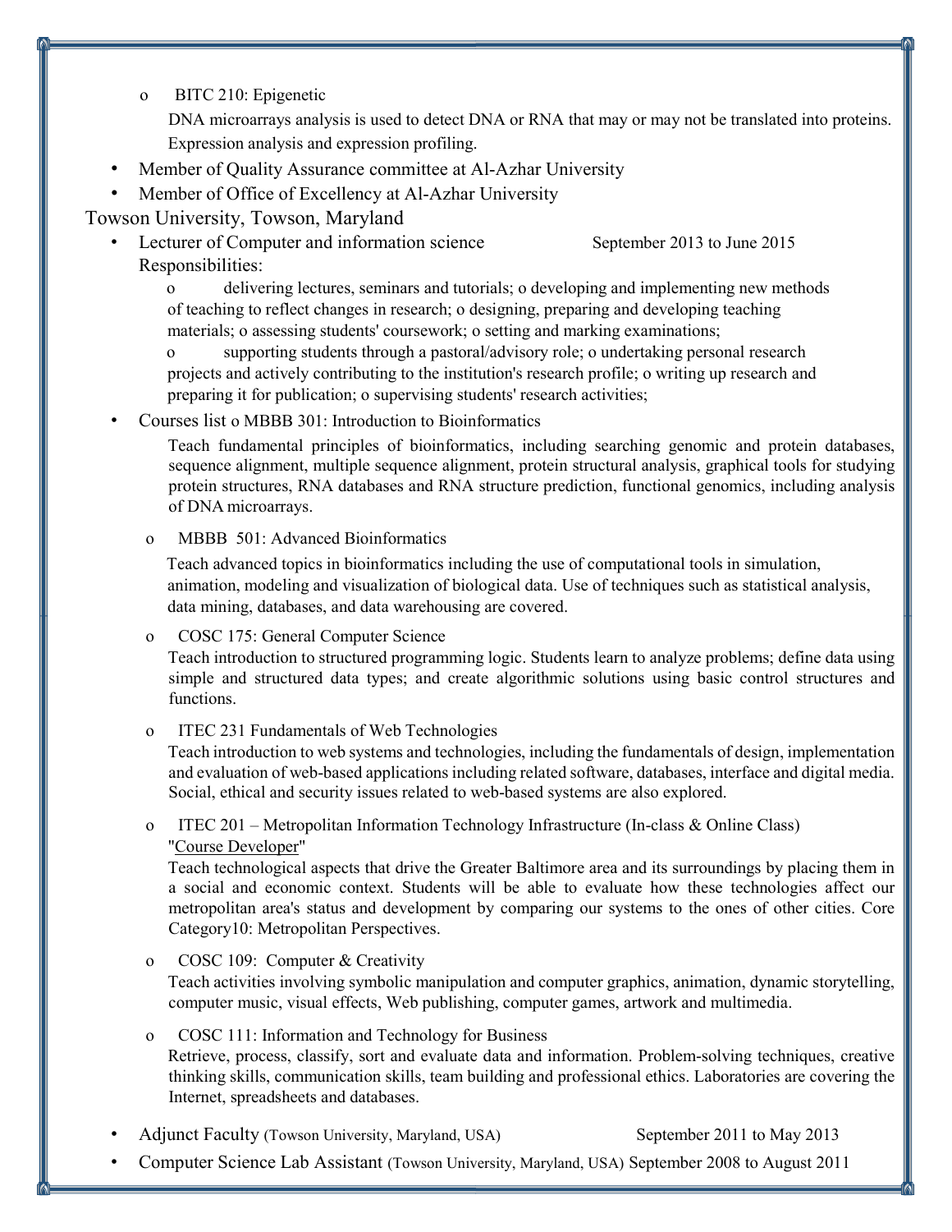- BITC 210: Epigenetic

  DNA microarrays analysis is used to detect DNA or RNA that may or may not be translated into proteins. Expression analysis and expression profiling.

- Member of Quality Assurance committee at Al-Azhar University
- Member of Office of Excellency at Al-Azhar University

Towson University, Towson, Maryland

- Lecturer of Computer and information science September 2013 to June 2015

  Responsibilities:

  o delivering lectures, seminars and tutorials; o developing and implementing new methods of teaching to reflect changes in research; o designing, preparing and developing teaching materials; o assessing students' coursework; o setting and marking examinations;

  o supporting students through a pastoral/advisory role; o undertaking personal research projects and actively contributing to the institution's research profile; o writing up research and preparing it for publication; o supervising students' research activities;

- Courses list o MBBB 301: Introduction to Bioinformatics

  Teach fundamental principles of bioinformatics, including searching genomic and protein databases, sequence alignment, multiple sequence alignment, protein structural analysis, graphical tools for studying protein structures, RNA databases and RNA structure prediction, functional genomics, including analysis of DNA microarrays.

  - MBBB 501: Advanced Bioinformatics

    Teach advanced topics in bioinformatics including the use of computational tools in simulation, animation, modeling and visualization of biological data. Use of techniques such as statistical analysis, data mining, databases, and data warehousing are covered.

  - COSC 175: General Computer Science

    Teach introduction to structured programming logic. Students learn to analyze problems; define data using simple and structured data types; and create algorithmic solutions using basic control structures and functions.

  - ITEC 231 Fundamentals of Web Technologies

    Teach introduction to web systems and technologies, including the fundamentals of design, implementation and evaluation of web-based applications including related software, databases, interface and digital media. Social, ethical and security issues related to web-based systems are also explored.

  - ITEC 201 – Metropolitan Information Technology Infrastructure (In-class & Online Class) "Course Developer"

    Teach technological aspects that drive the Greater Baltimore area and its surroundings by placing them in a social and economic context. Students will be able to evaluate how these technologies affect our metropolitan area's status and development by comparing our systems to the ones of other cities. Core Category10: Metropolitan Perspectives.

  - COSC 109: Computer & Creativity

    Teach activities involving symbolic manipulation and computer graphics, animation, dynamic storytelling, computer music, visual effects, Web publishing, computer games, artwork and multimedia.

  - COSC 111: Information and Technology for Business

    Retrieve, process, classify, sort and evaluate data and information. Problem-solving techniques, creative thinking skills, communication skills, team building and professional ethics. Laboratories are covering the Internet, spreadsheets and databases.

- Adjunct Faculty (Towson University, Maryland, USA) September 2011 to May 2013
- Computer Science Lab Assistant (Towson University, Maryland, USA) September 2008 to August 2011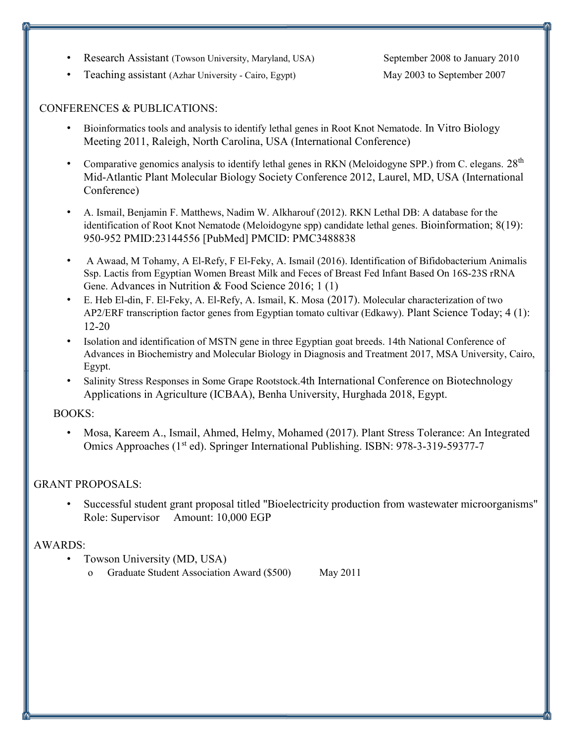- Research Assistant (Towson University, Maryland, USA) September 2008 to January 2010
- Teaching assistant (Azhar University - Cairo, Egypt) May 2003 to September 2007

## CONFERENCES & PUBLICATIONS:

- Bioinformatics tools and analysis to identify lethal genes in Root Knot Nematode. In Vitro Biology Meeting 2011, Raleigh, North Carolina, USA (International Conference)
- Comparative genomics analysis to identify lethal genes in RKN (Meloidogyne SPP.) from C. elegans. 28th Mid-Atlantic Plant Molecular Biology Society Conference 2012, Laurel, MD, USA (International Conference)
- A. Ismail, Benjamin F. Matthews, Nadim W. Alkharouf (2012). RKN Lethal DB: A database for the identification of Root Knot Nematode (Meloidogyne spp) candidate lethal genes. Bioinformation; 8(19): 950-952 PMID:23144556 [PubMed] PMCID: PMC3488838
- A Awaad, M Tohamy, A El-Refy, F El-Feky, A. Ismail (2016). Identification of Bifidobacterium Animalis Ssp. Lactis from Egyptian Women Breast Milk and Feces of Breast Fed Infant Based On 16S-23S rRNA Gene. Advances in Nutrition & Food Science 2016; 1 (1)
- E. Heb El-din, F. El-Feky, A. El-Refy, A. Ismail, K. Mosa (2017). Molecular characterization of two AP2/ERF transcription factor genes from Egyptian tomato cultivar (Edkawy). Plant Science Today; 4 (1): 12-20
- Isolation and identification of MSTN gene in three Egyptian goat breeds. 14th National Conference of Advances in Biochemistry and Molecular Biology in Diagnosis and Treatment 2017, MSA University, Cairo, Egypt.
- Salinity Stress Responses in Some Grape Rootstock.4th International Conference on Biotechnology Applications in Agriculture (ICBAA), Benha University, Hurghada 2018, Egypt.

## BOOKS:

- Mosa, Kareem A., Ismail, Ahmed, Helmy, Mohamed (2017). Plant Stress Tolerance: An Integrated Omics Approaches (1st ed). Springer International Publishing. ISBN: 978-3-319-59377-7

## GRANT PROPOSALS:

- Successful student grant proposal titled "Bioelectricity production from wastewater microorganisms" Role: Supervisor Amount: 10,000 EGP

## AWARDS:

- Towson University (MD, USA)
  - Graduate Student Association Award ($500) May 2011